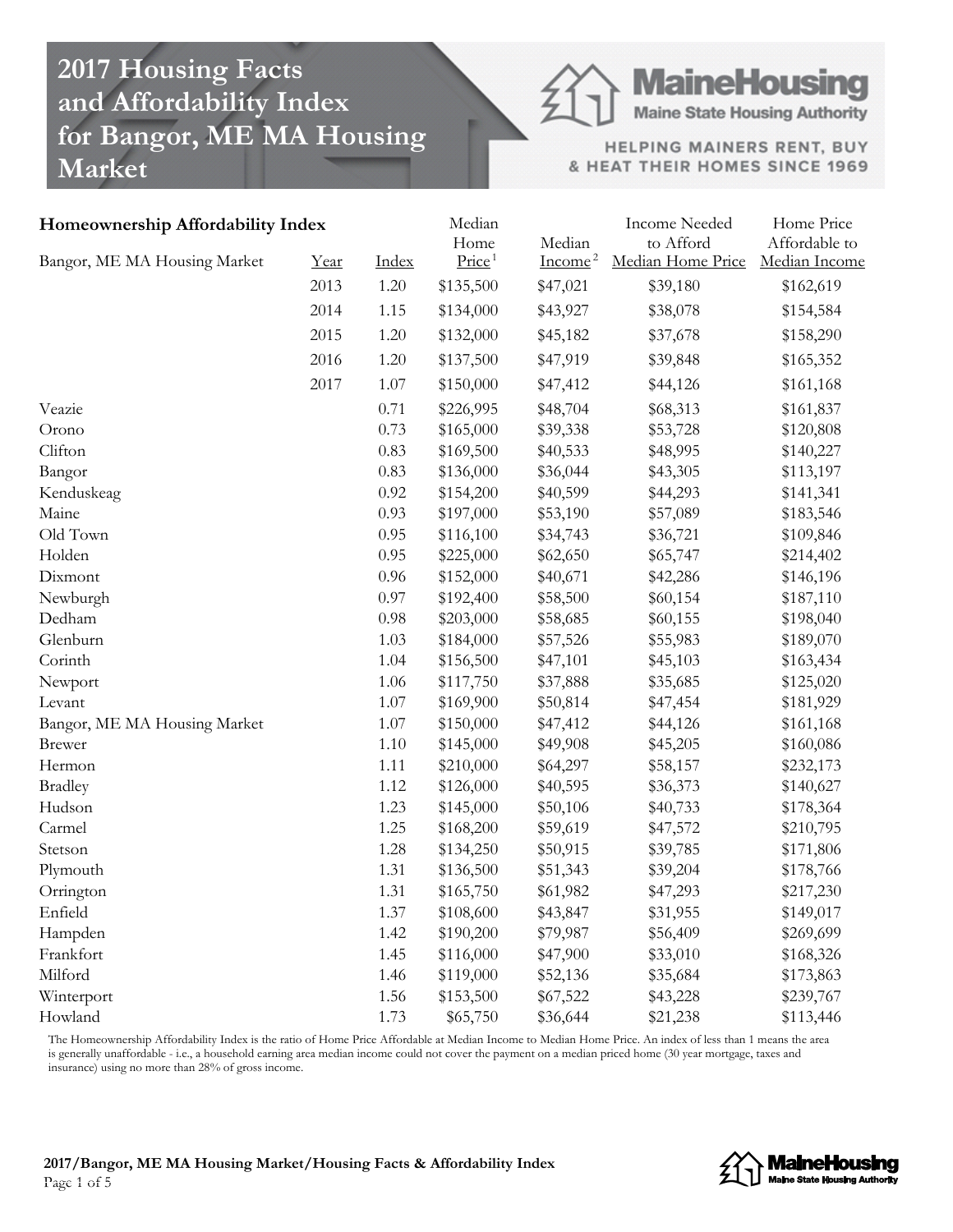# 2017 Housing Facts and Affordability Index for Bangor, ME MA Housing Market

MaineHousing
Maine State Housing Authority

HELPING MAINERS RENT, BUY & HEAT THEIR HOMES SINCE 1969

## Homeownership Affordability Index

| Bangor, ME MA Housing Market | Year | Index | Median Home Price[1] | Median Income[2] | Income Needed to Afford Median Home Price | Home Price Affordable to Median Income |
|---|---|---|---|---|---|---|
| | 2013 | 1.20 | $135,500 | $47,021 | $39,180 | $162,619 |
| | 2014 | 1.15 | $134,000 | $43,927 | $38,078 | $154,584 |
| | 2015 | 1.20 | $132,000 | $45,182 | $37,678 | $158,290 |
| | 2016 | 1.20 | $137,500 | $47,919 | $39,848 | $165,352 |
| | 2017 | 1.07 | $150,000 | $47,412 | $44,126 | $161,168 |
| Veazie | | 0.71 | $226,995 | $48,704 | $68,313 | $161,837 |
| Orono | | 0.73 | $165,000 | $39,338 | $53,728 | $120,808 |
| Clifton | | 0.83 | $169,500 | $40,533 | $48,995 | $140,227 |
| Bangor | | 0.83 | $136,000 | $36,044 | $43,305 | $113,197 |
| Kenduskeag | | 0.92 | $154,200 | $40,599 | $44,293 | $141,341 |
| Maine | | 0.93 | $197,000 | $53,190 | $57,089 | $183,546 |
| Old Town | | 0.95 | $116,100 | $34,743 | $36,721 | $109,846 |
| Holden | | 0.95 | $225,000 | $62,650 | $65,747 | $214,402 |
| Dixmont | | 0.96 | $152,000 | $40,671 | $42,286 | $146,196 |
| Newburgh | | 0.97 | $192,400 | $58,500 | $60,154 | $187,110 |
| Dedham | | 0.98 | $203,000 | $58,685 | $60,155 | $198,040 |
| Glenburn | | 1.03 | $184,000 | $57,526 | $55,983 | $189,070 |
| Corinth | | 1.04 | $156,500 | $47,101 | $45,103 | $163,434 |
| Newport | | 1.06 | $117,750 | $37,888 | $35,685 | $125,020 |
| Levant | | 1.07 | $169,900 | $50,814 | $47,454 | $181,929 |
| Bangor, ME MA Housing Market | | 1.07 | $150,000 | $47,412 | $44,126 | $161,168 |
| Brewer | | 1.10 | $145,000 | $49,908 | $45,205 | $160,086 |
| Hermon | | 1.11 | $210,000 | $64,297 | $58,157 | $232,173 |
| Bradley | | 1.12 | $126,000 | $40,595 | $36,373 | $140,627 |
| Hudson | | 1.23 | $145,000 | $50,106 | $40,733 | $178,364 |
| Carmel | | 1.25 | $168,200 | $59,619 | $47,572 | $210,795 |
| Stetson | | 1.28 | $134,250 | $50,915 | $39,785 | $171,806 |
| Plymouth | | 1.31 | $136,500 | $51,343 | $39,204 | $178,766 |
| Orrington | | 1.31 | $165,750 | $61,982 | $47,293 | $217,230 |
| Enfield | | 1.37 | $108,600 | $43,847 | $31,955 | $149,017 |
| Hampden | | 1.42 | $190,200 | $79,987 | $56,409 | $269,699 |
| Frankfort | | 1.45 | $116,000 | $47,900 | $33,010 | $168,326 |
| Milford | | 1.46 | $119,000 | $52,136 | $35,684 | $173,863 |
| Winterport | | 1.56 | $153,500 | $67,522 | $43,228 | $239,767 |
| Howland | | 1.73 | $65,750 | $36,644 | $21,238 | $113,446 |

The Homeownership Affordability Index is the ratio of Home Price Affordable at Median Income to Median Home Price. An index of less than 1 means the area is generally unaffordable - i.e., a household earning area median income could not cover the payment on a median priced home (30 year mortgage, taxes and insurance) using no more than 28% of gross income.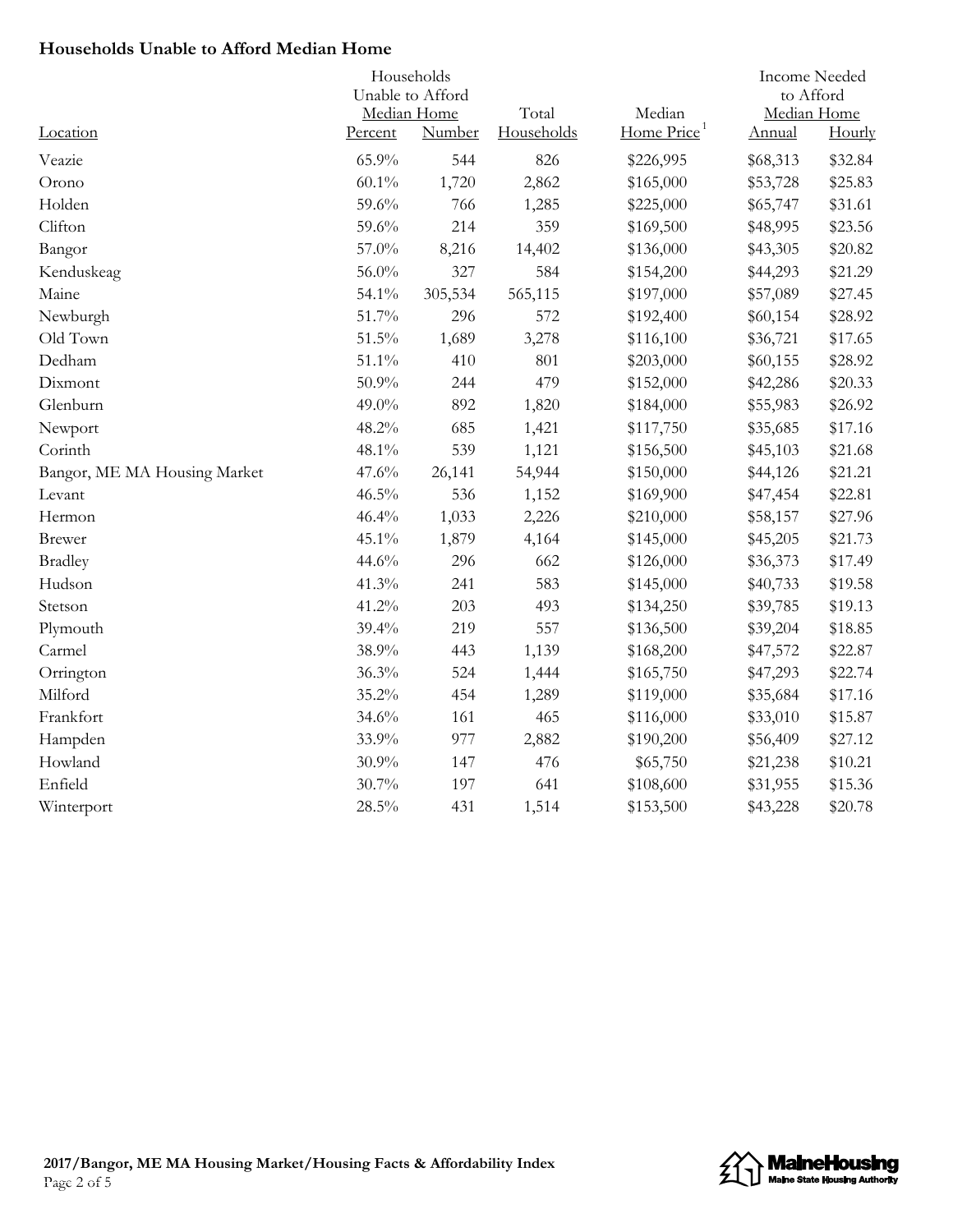**Households Unable to Afford Median Home**

| | Households Unable to Afford Median Home | | | | Income Needed to Afford Median Home | |
|---|---|---|---|---|---|---|
| Location | Percent | Number | Total Households | Median Home Price[1] | Annual | Hourly |
| Veazie | 65.9% | 544 | 826 | $226,995 | $68,313 | $32.84 |
| Orono | 60.1% | 1,720 | 2,862 | $165,000 | $53,728 | $25.83 |
| Holden | 59.6% | 766 | 1,285 | $225,000 | $65,747 | $31.61 |
| Clifton | 59.6% | 214 | 359 | $169,500 | $48,995 | $23.56 |
| Bangor | 57.0% | 8,216 | 14,402 | $136,000 | $43,305 | $20.82 |
| Kenduskeag | 56.0% | 327 | 584 | $154,200 | $44,293 | $21.29 |
| Maine | 54.1% | 305,534 | 565,115 | $197,000 | $57,089 | $27.45 |
| Newburgh | 51.7% | 296 | 572 | $192,400 | $60,154 | $28.92 |
| Old Town | 51.5% | 1,689 | 3,278 | $116,100 | $36,721 | $17.65 |
| Dedham | 51.1% | 410 | 801 | $203,000 | $60,155 | $28.92 |
| Dixmont | 50.9% | 244 | 479 | $152,000 | $42,286 | $20.33 |
| Glenburn | 49.0% | 892 | 1,820 | $184,000 | $55,983 | $26.92 |
| Newport | 48.2% | 685 | 1,421 | $117,750 | $35,685 | $17.16 |
| Corinth | 48.1% | 539 | 1,121 | $156,500 | $45,103 | $21.68 |
| Bangor, ME MA Housing Market | 47.6% | 26,141 | 54,944 | $150,000 | $44,126 | $21.21 |
| Levant | 46.5% | 536 | 1,152 | $169,900 | $47,454 | $22.81 |
| Hermon | 46.4% | 1,033 | 2,226 | $210,000 | $58,157 | $27.96 |
| Brewer | 45.1% | 1,879 | 4,164 | $145,000 | $45,205 | $21.73 |
| Bradley | 44.6% | 296 | 662 | $126,000 | $36,373 | $17.49 |
| Hudson | 41.3% | 241 | 583 | $145,000 | $40,733 | $19.58 |
| Stetson | 41.2% | 203 | 493 | $134,250 | $39,785 | $19.13 |
| Plymouth | 39.4% | 219 | 557 | $136,500 | $39,204 | $18.85 |
| Carmel | 38.9% | 443 | 1,139 | $168,200 | $47,572 | $22.87 |
| Orrington | 36.3% | 524 | 1,444 | $165,750 | $47,293 | $22.74 |
| Milford | 35.2% | 454 | 1,289 | $119,000 | $35,684 | $17.16 |
| Frankfort | 34.6% | 161 | 465 | $116,000 | $33,010 | $15.87 |
| Hampden | 33.9% | 977 | 2,882 | $190,200 | $56,409 | $27.12 |
| Howland | 30.9% | 147 | 476 | $65,750 | $21,238 | $10.21 |
| Enfield | 30.7% | 197 | 641 | $108,600 | $31,955 | $15.36 |
| Winterport | 28.5% | 431 | 1,514 | $153,500 | $43,228 | $20.78 |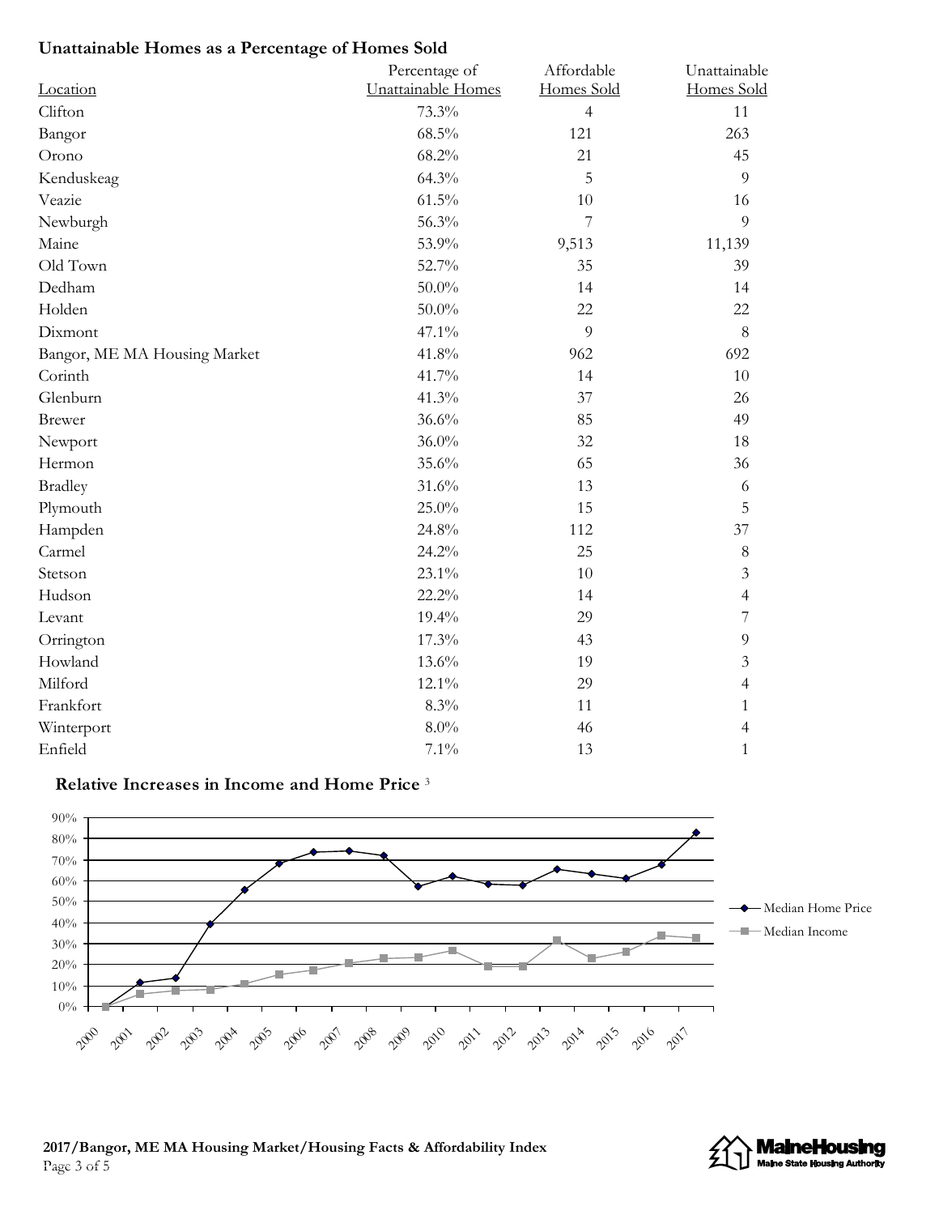### Unattainable Homes as a Percentage of Homes Sold

| Location | Percentage of Unattainable Homes | Affordable Homes Sold | Unattainable Homes Sold |
|---|---|---|---|
| Clifton | 73.3% | 4 | 11 |
| Bangor | 68.5% | 121 | 263 |
| Orono | 68.2% | 21 | 45 |
| Kenduskeag | 64.3% | 5 | 9 |
| Veazie | 61.5% | 10 | 16 |
| Newburgh | 56.3% | 7 | 9 |
| Maine | 53.9% | 9,513 | 11,139 |
| Old Town | 52.7% | 35 | 39 |
| Dedham | 50.0% | 14 | 14 |
| Holden | 50.0% | 22 | 22 |
| Dixmont | 47.1% | 9 | 8 |
| Bangor, ME MA Housing Market | 41.8% | 962 | 692 |
| Corinth | 41.7% | 14 | 10 |
| Glenburn | 41.3% | 37 | 26 |
| Brewer | 36.6% | 85 | 49 |
| Newport | 36.0% | 32 | 18 |
| Hermon | 35.6% | 65 | 36 |
| Bradley | 31.6% | 13 | 6 |
| Plymouth | 25.0% | 15 | 5 |
| Hampden | 24.8% | 112 | 37 |
| Carmel | 24.2% | 25 | 8 |
| Stetson | 23.1% | 10 | 3 |
| Hudson | 22.2% | 14 | 4 |
| Levant | 19.4% | 29 | 7 |
| Orrington | 17.3% | 43 | 9 |
| Howland | 13.6% | 19 | 3 |
| Milford | 12.1% | 29 | 4 |
| Frankfort | 8.3% | 11 | 1 |
| Winterport | 8.0% | 46 | 4 |
| Enfield | 7.1% | 13 | 1 |

### Relative Increases in Income and Home Price [3]

Legend: Median Home Price; Median Income

Years: 2000 – 2017; Y-axis 0% – 90%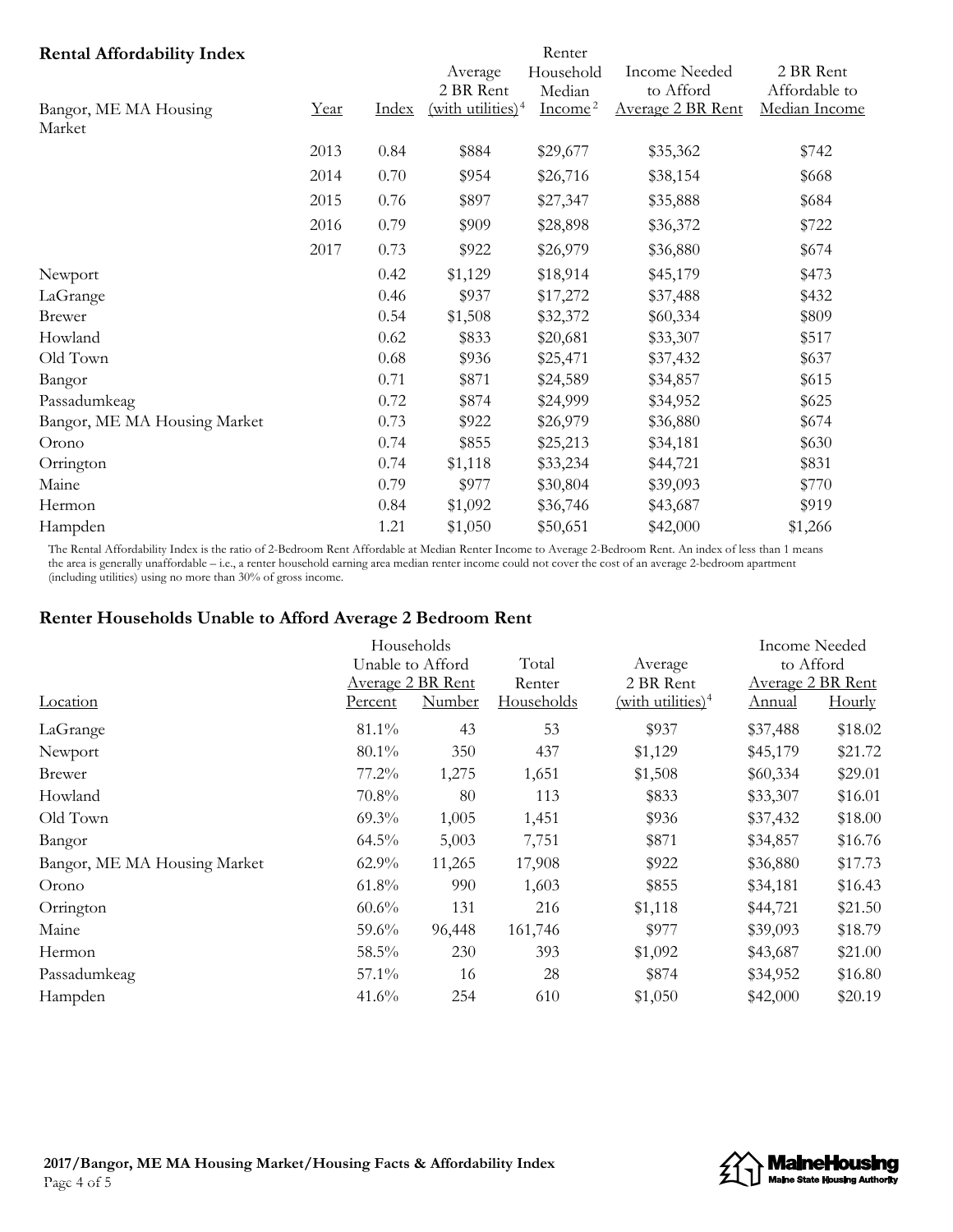## Rental Affordability Index

| Bangor, ME MA Housing Market | Year | Index | Average 2 BR Rent (with utilities)[4] | Renter Household Median Income[2] | Income Needed to Afford Average 2 BR Rent | 2 BR Rent Affordable to Median Income |
|---|---|---|---|---|---|---|
| | 2013 | 0.84 | $884 | $29,677 | $35,362 | $742 |
| | 2014 | 0.70 | $954 | $26,716 | $38,154 | $668 |
| | 2015 | 0.76 | $897 | $27,347 | $35,888 | $684 |
| | 2016 | 0.79 | $909 | $28,898 | $36,372 | $722 |
| | 2017 | 0.73 | $922 | $26,979 | $36,880 | $674 |
| Newport | | 0.42 | $1,129 | $18,914 | $45,179 | $473 |
| LaGrange | | 0.46 | $937 | $17,272 | $37,488 | $432 |
| Brewer | | 0.54 | $1,508 | $32,372 | $60,334 | $809 |
| Howland | | 0.62 | $833 | $20,681 | $33,307 | $517 |
| Old Town | | 0.68 | $936 | $25,471 | $37,432 | $637 |
| Bangor | | 0.71 | $871 | $24,589 | $34,857 | $615 |
| Passadumkeag | | 0.72 | $874 | $24,999 | $34,952 | $625 |
| Bangor, ME MA Housing Market | | 0.73 | $922 | $26,979 | $36,880 | $674 |
| Orono | | 0.74 | $855 | $25,213 | $34,181 | $630 |
| Orrington | | 0.74 | $1,118 | $33,234 | $44,721 | $831 |
| Maine | | 0.79 | $977 | $30,804 | $39,093 | $770 |
| Hermon | | 0.84 | $1,092 | $36,746 | $43,687 | $919 |
| Hampden | | 1.21 | $1,050 | $50,651 | $42,000 | $1,266 |

The Rental Affordability Index is the ratio of 2-Bedroom Rent Affordable at Median Renter Income to Average 2-Bedroom Rent. An index of less than 1 means the area is generally unaffordable – i.e., a renter household earning area median renter income could not cover the cost of an average 2-bedroom apartment (including utilities) using no more than 30% of gross income.

## Renter Households Unable to Afford Average 2 Bedroom Rent

| | Households Unable to Afford Average 2 BR Rent | | Total Renter | Average 2 BR Rent | Income Needed to Afford Average 2 BR Rent | |
|---|---|---|---|---|---|---|
| Location | Percent | Number | Households | (with utilities)[4] | Annual | Hourly |
| LaGrange | 81.1% | 43 | 53 | $937 | $37,488 | $18.02 |
| Newport | 80.1% | 350 | 437 | $1,129 | $45,179 | $21.72 |
| Brewer | 77.2% | 1,275 | 1,651 | $1,508 | $60,334 | $29.01 |
| Howland | 70.8% | 80 | 113 | $833 | $33,307 | $16.01 |
| Old Town | 69.3% | 1,005 | 1,451 | $936 | $37,432 | $18.00 |
| Bangor | 64.5% | 5,003 | 7,751 | $871 | $34,857 | $16.76 |
| Bangor, ME MA Housing Market | 62.9% | 11,265 | 17,908 | $922 | $36,880 | $17.73 |
| Orono | 61.8% | 990 | 1,603 | $855 | $34,181 | $16.43 |
| Orrington | 60.6% | 131 | 216 | $1,118 | $44,721 | $21.50 |
| Maine | 59.6% | 96,448 | 161,746 | $977 | $39,093 | $18.79 |
| Hermon | 58.5% | 230 | 393 | $1,092 | $43,687 | $21.00 |
| Passadumkeag | 57.1% | 16 | 28 | $874 | $34,952 | $16.80 |
| Hampden | 41.6% | 254 | 610 | $1,050 | $42,000 | $20.19 |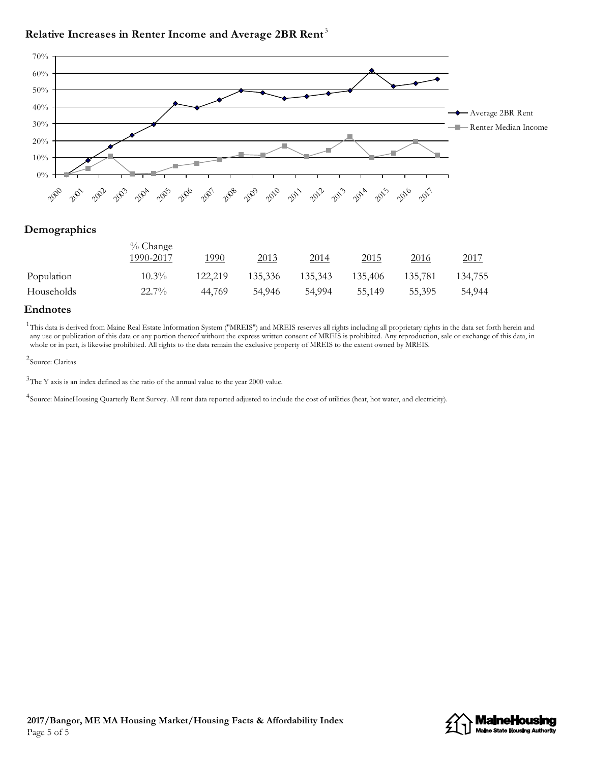## Relative Increases in Renter Income and Average 2BR Rent[3]

70%
60%
50%
40%
30%
20%
10%
0%

2000 2001 2002 2003 2004 2005 2006 2007 2008 2009 2010 2011 2012 2013 2014 2015 2016 2017

Average 2BR Rent
Renter Median Income

## Demographics

| | % Change 1990-2017 | 1990 | 2013 | 2014 | 2015 | 2016 | 2017 |
|---|---|---|---|---|---|---|---|
| Population | 10.3% | 122,219 | 135,336 | 135,343 | 135,406 | 135,781 | 134,755 |
| Households | 22.7% | 44,769 | 54,946 | 54,994 | 55,149 | 55,395 | 54,944 |

## Endnotes

[1] This data is derived from Maine Real Estate Information System ("MREIS") and MREIS reserves all rights including all proprietary rights in the data set forth herein and any use or publication of this data or any portion thereof without the express written consent of MREIS is prohibited. Any reproduction, sale or exchange of this data, in whole or in part, is likewise prohibited. All rights to the data remain the exclusive property of MREIS to the extent owned by MREIS.

[2] Source: Claritas

[3] The Y axis is an index defined as the ratio of the annual value to the year 2000 value.

[4] Source: MaineHousing Quarterly Rent Survey. All rent data reported adjusted to include the cost of utilities (heat, hot water, and electricity).